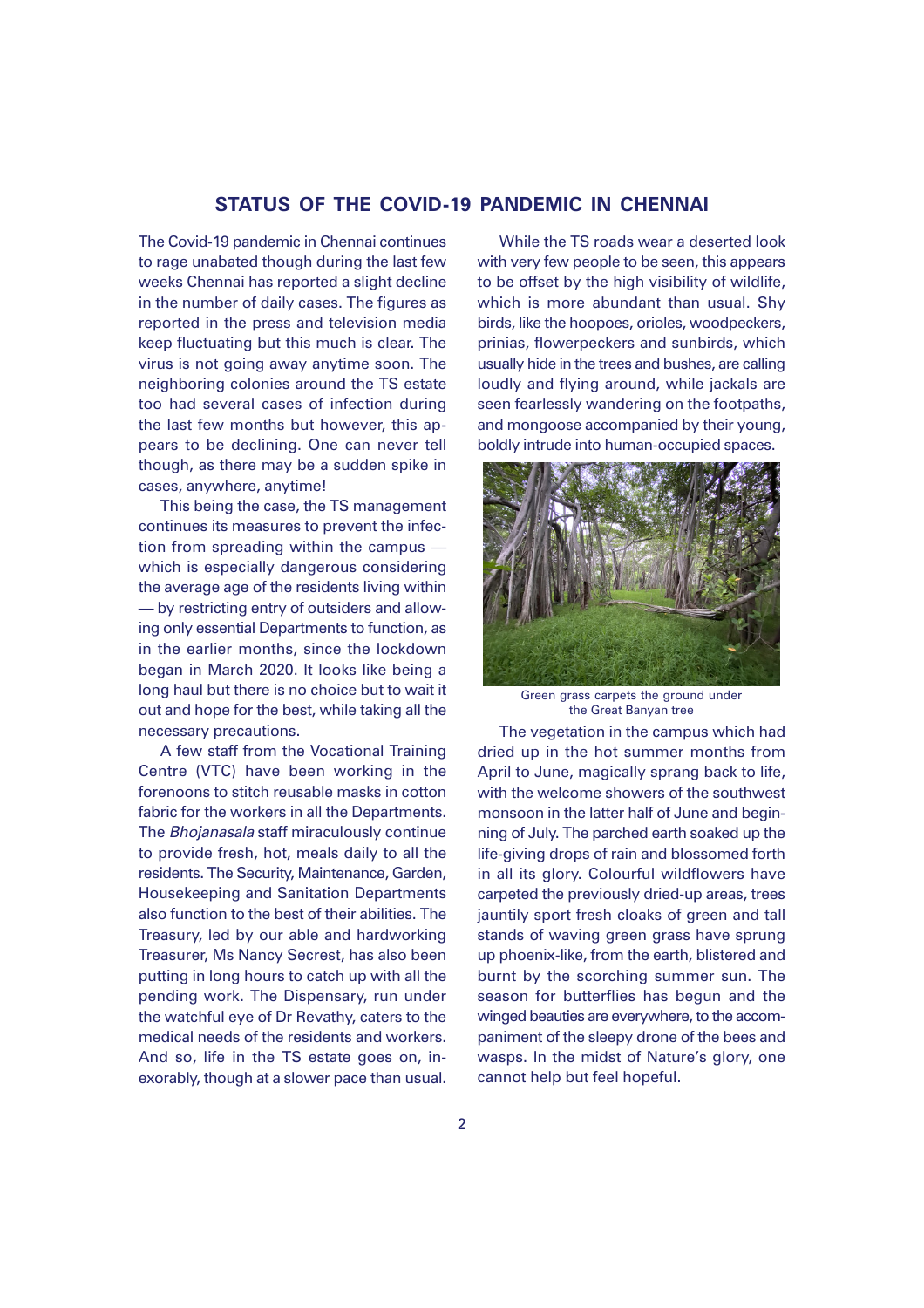## STATUS OF THE COVID-19 PANDEMIC IN CHENNAI

The Covid-19 pandemic in Chennai continues to rage unabated though during the last few weeks Chennai has reported a slight decline in the number of daily cases. The figures as reported in the press and television media keep fluctuating but this much is clear. The virus is not going away anytime soon. The neighboring colonies around the TS estate too had several cases of infection during the last few months but however, this appears to be declining. One can never tell though, as there may be a sudden spike in cases, anywhere, anytime!

This being the case, the TS management continues its measures to prevent the infection from spreading within the campus — which is especially dangerous considering the average age of the residents living within — by restricting entry of outsiders and allowing only essential Departments to function, as in the earlier months, since the lockdown began in March 2020. It looks like being a long haul but there is no choice but to wait it out and hope for the best, while taking all the necessary precautions.

A few staff from the Vocational Training Centre (VTC) have been working in the forenoons to stitch reusable masks in cotton fabric for the workers in all the Departments. The *Bhojanasala* staff miraculously continue to provide fresh, hot, meals daily to all the residents. The Security, Maintenance, Garden, Housekeeping and Sanitation Departments also function to the best of their abilities. The Treasury, led by our able and hardworking Treasurer, Ms Nancy Secrest, has also been putting in long hours to catch up with all the pending work. The Dispensary, run under the watchful eye of Dr Revathy, caters to the medical needs of the residents and workers. And so, life in the TS estate goes on, inexorably, though at a slower pace than usual.

While the TS roads wear a deserted look with very few people to be seen, this appears to be offset by the high visibility of wildlife, which is more abundant than usual. Shy birds, like the hoopoes, orioles, woodpeckers, prinias, flowerpeckers and sunbirds, which usually hide in the trees and bushes, are calling loudly and flying around, while jackals are seen fearlessly wandering on the footpaths, and mongoose accompanied by their young, boldly intrude into human-occupied spaces.

Green grass carpets the ground under the Great Banyan tree

The vegetation in the campus which had dried up in the hot summer months from April to June, magically sprang back to life, with the welcome showers of the southwest monsoon in the latter half of June and beginning of July. The parched earth soaked up the life-giving drops of rain and blossomed forth in all its glory. Colourful wildflowers have carpeted the previously dried-up areas, trees jauntily sport fresh cloaks of green and tall stands of waving green grass have sprung up phoenix-like, from the earth, blistered and burnt by the scorching summer sun. The season for butterflies has begun and the winged beauties are everywhere, to the accompaniment of the sleepy drone of the bees and wasps. In the midst of Nature's glory, one cannot help but feel hopeful.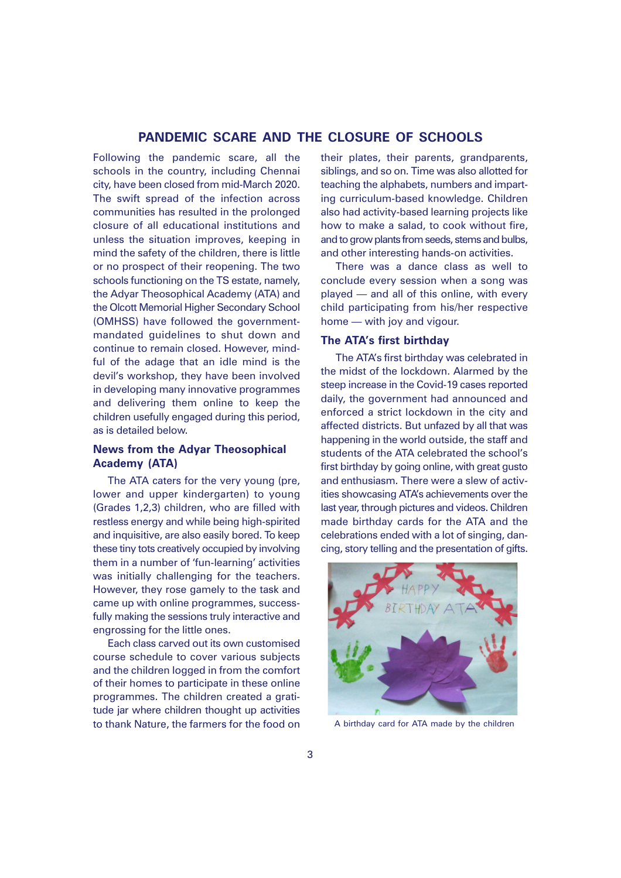## PANDEMIC SCARE AND THE CLOSURE OF SCHOOLS

Following the pandemic scare, all the schools in the country, including Chennai city, have been closed from mid-March 2020. The swift spread of the infection across communities has resulted in the prolonged closure of all educational institutions and unless the situation improves, keeping in mind the safety of the children, there is little or no prospect of their reopening. The two schools functioning on the TS estate, namely, the Adyar Theosophical Academy (ATA) and the Olcott Memorial Higher Secondary School (OMHSS) have followed the government-mandated guidelines to shut down and continue to remain closed. However, mindful of the adage that an idle mind is the devil's workshop, they have been involved in developing many innovative programmes and delivering them online to keep the children usefully engaged during this period, as is detailed below.

### News from the Adyar Theosophical Academy (ATA)

The ATA caters for the very young (pre, lower and upper kindergarten) to young (Grades 1,2,3) children, who are filled with restless energy and while being high-spirited and inquisitive, are also easily bored. To keep these tiny tots creatively occupied by involving them in a number of 'fun-learning' activities was initially challenging for the teachers. However, they rose gamely to the task and came up with online programmes, successfully making the sessions truly interactive and engrossing for the little ones.

Each class carved out its own customised course schedule to cover various subjects and the children logged in from the comfort of their homes to participate in these online programmes. The children created a gratitude jar where children thought up activities to thank Nature, the farmers for the food on their plates, their parents, grandparents, siblings, and so on. Time was also allotted for teaching the alphabets, numbers and imparting curriculum-based knowledge. Children also had activity-based learning projects like how to make a salad, to cook without fire, and to grow plants from seeds, stems and bulbs, and other interesting hands-on activities.

There was a dance class as well to conclude every session when a song was played — and all of this online, with every child participating from his/her respective home — with joy and vigour.

### The ATA's first birthday

The ATA's first birthday was celebrated in the midst of the lockdown. Alarmed by the steep increase in the Covid-19 cases reported daily, the government had announced and enforced a strict lockdown in the city and affected districts. But unfazed by all that was happening in the world outside, the staff and students of the ATA celebrated the school's first birthday by going online, with great gusto and enthusiasm. There were a slew of activities showcasing ATA's achievements over the last year, through pictures and videos. Children made birthday cards for the ATA and the celebrations ended with a lot of singing, dancing, story telling and the presentation of gifts.

A birthday card for ATA made by the children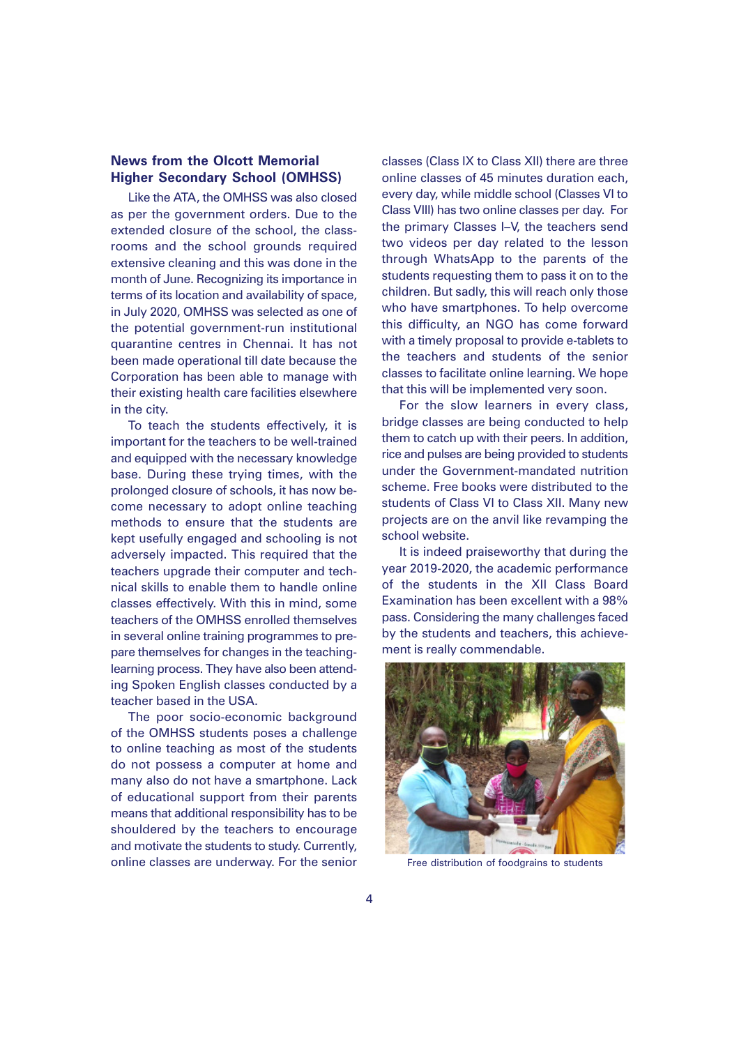## News from the Olcott Memorial Higher Secondary School (OMHSS)

Like the ATA, the OMHSS was also closed as per the government orders. Due to the extended closure of the school, the classrooms and the school grounds required extensive cleaning and this was done in the month of June. Recognizing its importance in terms of its location and availability of space, in July 2020, OMHSS was selected as one of the potential government-run institutional quarantine centres in Chennai. It has not been made operational till date because the Corporation has been able to manage with their existing health care facilities elsewhere in the city.

To teach the students effectively, it is important for the teachers to be well-trained and equipped with the necessary knowledge base. During these trying times, with the prolonged closure of schools, it has now become necessary to adopt online teaching methods to ensure that the students are kept usefully engaged and schooling is not adversely impacted. This required that the teachers upgrade their computer and technical skills to enable them to handle online classes effectively. With this in mind, some teachers of the OMHSS enrolled themselves in several online training programmes to prepare themselves for changes in the teaching-learning process. They have also been attending Spoken English classes conducted by a teacher based in the USA.

The poor socio-economic background of the OMHSS students poses a challenge to online teaching as most of the students do not possess a computer at home and many also do not have a smartphone. Lack of educational support from their parents means that additional responsibility has to be shouldered by the teachers to encourage and motivate the students to study. Currently, online classes are underway. For the senior classes (Class IX to Class XII) there are three online classes of 45 minutes duration each, every day, while middle school (Classes VI to Class VIII) has two online classes per day. For the primary Classes I–V, the teachers send two videos per day related to the lesson through WhatsApp to the parents of the students requesting them to pass it on to the children. But sadly, this will reach only those who have smartphones. To help overcome this difficulty, an NGO has come forward with a timely proposal to provide e-tablets to the teachers and students of the senior classes to facilitate online learning. We hope that this will be implemented very soon.

For the slow learners in every class, bridge classes are being conducted to help them to catch up with their peers. In addition, rice and pulses are being provided to students under the Government-mandated nutrition scheme. Free books were distributed to the students of Class VI to Class XII. Many new projects are on the anvil like revamping the school website.

It is indeed praiseworthy that during the year 2019-2020, the academic performance of the students in the XII Class Board Examination has been excellent with a 98% pass. Considering the many challenges faced by the students and teachers, this achievement is really commendable.

Free distribution of foodgrains to students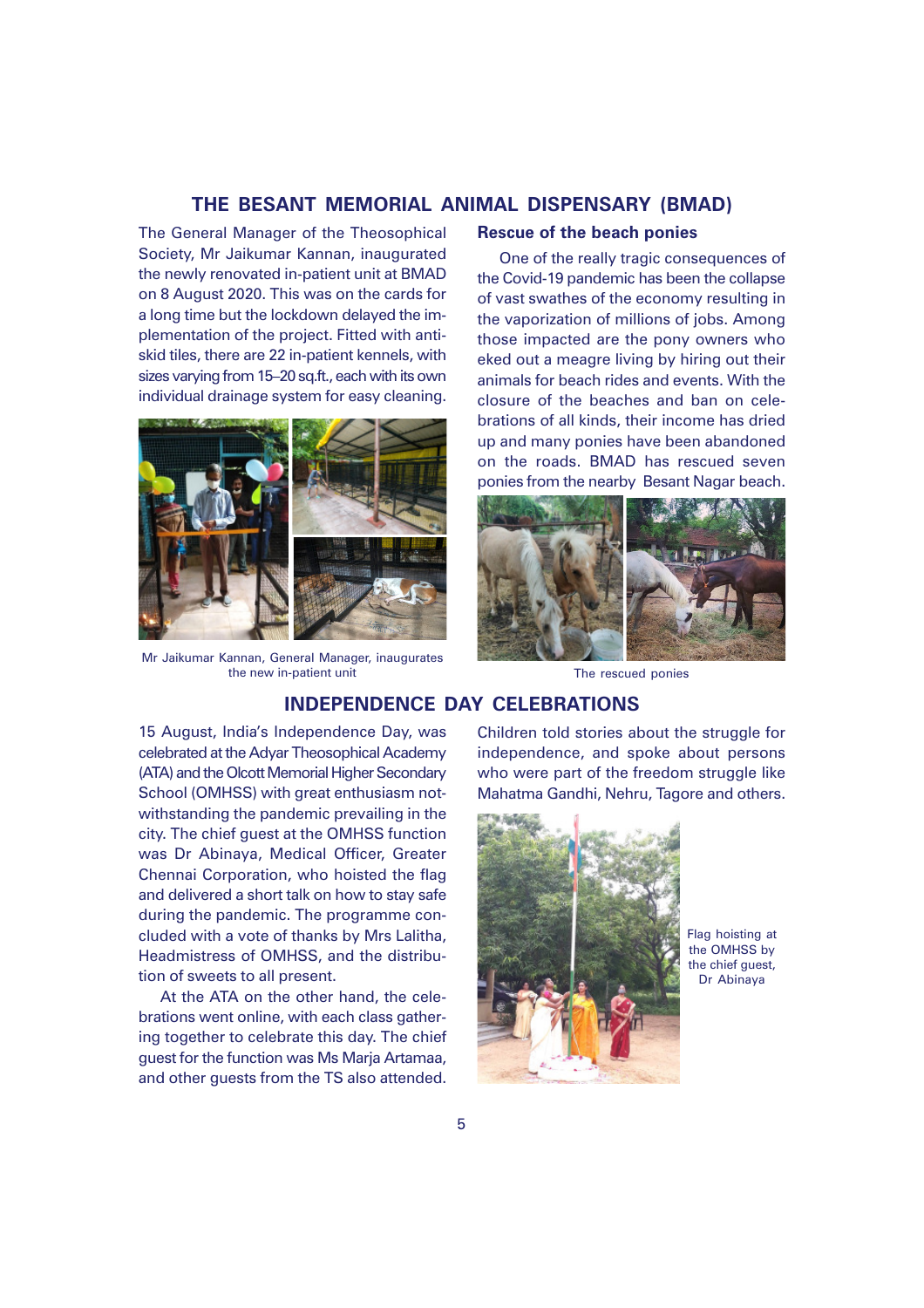## THE BESANT MEMORIAL ANIMAL DISPENSARY (BMAD)

The General Manager of the Theosophical Society, Mr Jaikumar Kannan, inaugurated the newly renovated in-patient unit at BMAD on 8 August 2020. This was on the cards for a long time but the lockdown delayed the implementation of the project. Fitted with anti-skid tiles, there are 22 in-patient kennels, with sizes varying from 15–20 sq.ft., each with its own individual drainage system for easy cleaning.

Mr Jaikumar Kannan, General Manager, inaugurates the new in-patient unit

### Rescue of the beach ponies

One of the really tragic consequences of the Covid-19 pandemic has been the collapse of vast swathes of the economy resulting in the vaporization of millions of jobs. Among those impacted are the pony owners who eked out a meagre living by hiring out their animals for beach rides and events. With the closure of the beaches and ban on celebrations of all kinds, their income has dried up and many ponies have been abandoned on the roads. BMAD has rescued seven ponies from the nearby Besant Nagar beach.

The rescued ponies

## INDEPENDENCE DAY CELEBRATIONS

15 August, India's Independence Day, was celebrated at the Adyar Theosophical Academy (ATA) and the Olcott Memorial Higher Secondary School (OMHSS) with great enthusiasm notwithstanding the pandemic prevailing in the city. The chief guest at the OMHSS function was Dr Abinaya, Medical Officer, Greater Chennai Corporation, who hoisted the flag and delivered a short talk on how to stay safe during the pandemic. The programme concluded with a vote of thanks by Mrs Lalitha, Headmistress of OMHSS, and the distribution of sweets to all present.

At the ATA on the other hand, the celebrations went online, with each class gathering together to celebrate this day. The chief guest for the function was Ms Marja Artamaa, and other guests from the TS also attended. Children told stories about the struggle for independence, and spoke about persons who were part of the freedom struggle like Mahatma Gandhi, Nehru, Tagore and others.

Flag hoisting at the OMHSS by the chief guest, Dr Abinaya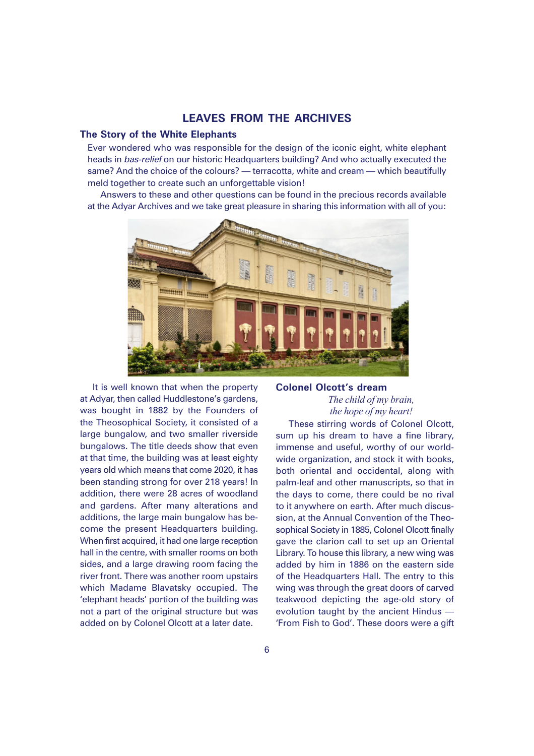## LEAVES FROM THE ARCHIVES

### The Story of the White Elephants

Ever wondered who was responsible for the design of the iconic eight, white elephant heads in *bas-relief* on our historic Headquarters building? And who actually executed the same? And the choice of the colours? — terracotta, white and cream — which beautifully meld together to create such an unforgettable vision!

Answers to these and other questions can be found in the precious records available at the Adyar Archives and we take great pleasure in sharing this information with all of you:

It is well known that when the property at Adyar, then called Huddlestone's gardens, was bought in 1882 by the Founders of the Theosophical Society, it consisted of a large bungalow, and two smaller riverside bungalows. The title deeds show that even at that time, the building was at least eighty years old which means that come 2020, it has been standing strong for over 218 years! In addition, there were 28 acres of woodland and gardens. After many alterations and additions, the large main bungalow has become the present Headquarters building. When first acquired, it had one large reception hall in the centre, with smaller rooms on both sides, and a large drawing room facing the river front. There was another room upstairs which Madame Blavatsky occupied. The 'elephant heads' portion of the building was not a part of the original structure but was added on by Colonel Olcott at a later date.

### Colonel Olcott's dream

*The child of my brain,*
*the hope of my heart!*

These stirring words of Colonel Olcott, sum up his dream to have a fine library, immense and useful, worthy of our worldwide organization, and stock it with books, both oriental and occidental, along with palm-leaf and other manuscripts, so that in the days to come, there could be no rival to it anywhere on earth. After much discussion, at the Annual Convention of the Theosophical Society in 1885, Colonel Olcott finally gave the clarion call to set up an Oriental Library. To house this library, a new wing was added by him in 1886 on the eastern side of the Headquarters Hall. The entry to this wing was through the great doors of carved teakwood depicting the age-old story of evolution taught by the ancient Hindus — 'From Fish to God'. These doors were a gift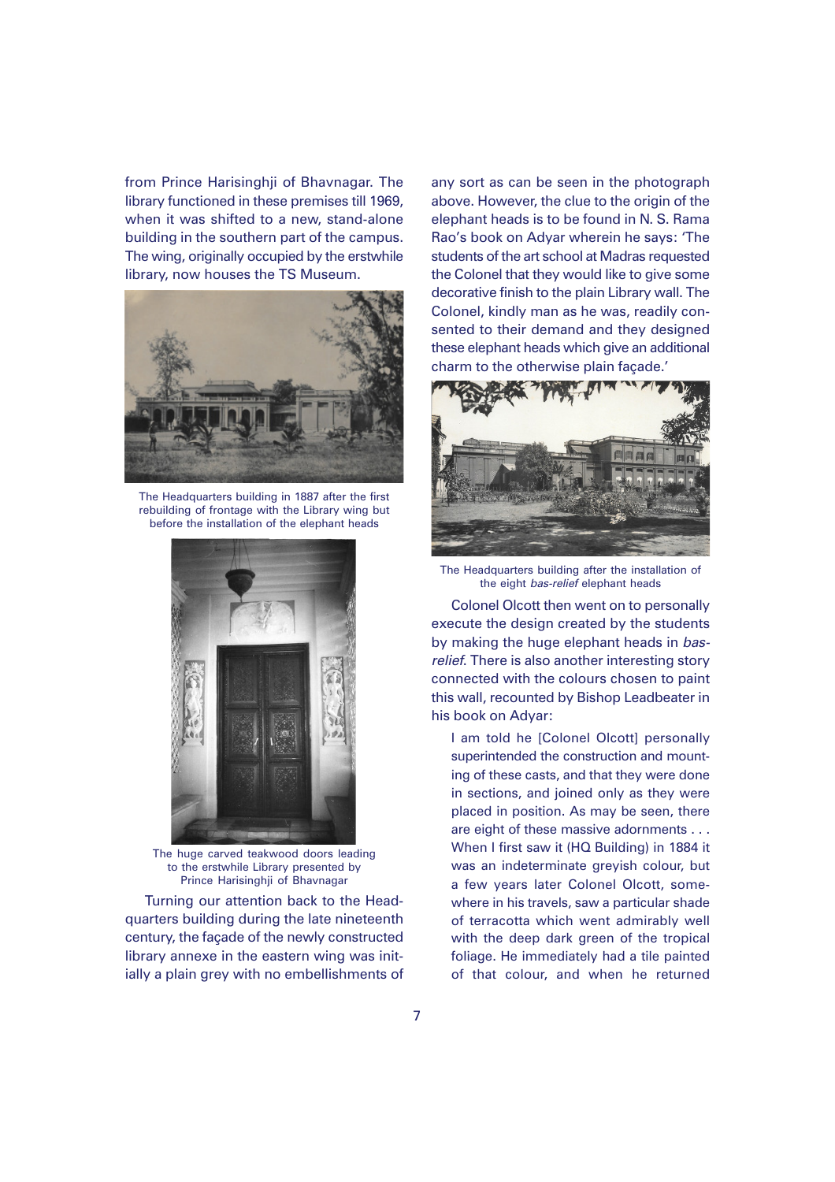from Prince Harisinghji of Bhavnagar. The library functioned in these premises till 1969, when it was shifted to a new, stand-alone building in the southern part of the campus. The wing, originally occupied by the erstwhile library, now houses the TS Museum.

The Headquarters building in 1887 after the first rebuilding of frontage with the Library wing but before the installation of the elephant heads

The huge carved teakwood doors leading to the erstwhile Library presented by Prince Harisinghji of Bhavnagar

Turning our attention back to the Headquarters building during the late nineteenth century, the façade of the newly constructed library annexe in the eastern wing was initially a plain grey with no embellishments of any sort as can be seen in the photograph above. However, the clue to the origin of the elephant heads is to be found in N. S. Rama Rao's book on Adyar wherein he says: 'The students of the art school at Madras requested the Colonel that they would like to give some decorative finish to the plain Library wall. The Colonel, kindly man as he was, readily consented to their demand and they designed these elephant heads which give an additional charm to the otherwise plain façade.'

The Headquarters building after the installation of the eight *bas-relief* elephant heads

Colonel Olcott then went on to personally execute the design created by the students by making the huge elephant heads in *bas-relief*. There is also another interesting story connected with the colours chosen to paint this wall, recounted by Bishop Leadbeater in his book on Adyar:

> I am told he [Colonel Olcott] personally superintended the construction and mounting of these casts, and that they were done in sections, and joined only as they were placed in position. As may be seen, there are eight of these massive adornments . . . When I first saw it (HQ Building) in 1884 it was an indeterminate greyish colour, but a few years later Colonel Olcott, somewhere in his travels, saw a particular shade of terracotta which went admirably well with the deep dark green of the tropical foliage. He immediately had a tile painted of that colour, and when he returned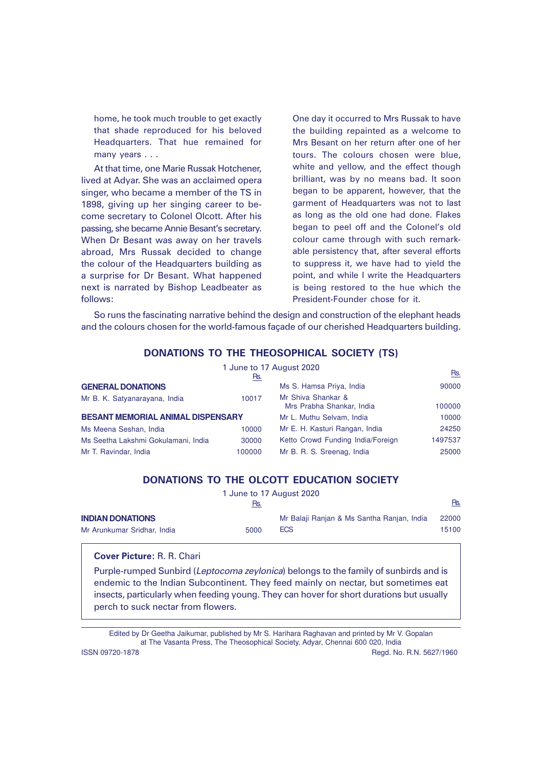home, he took much trouble to get exactly that shade reproduced for his beloved Headquarters. That hue remained for many years . . .

At that time, one Marie Russak Hotchener, lived at Adyar. She was an acclaimed opera singer, who became a member of the TS in 1898, giving up her singing career to become secretary to Colonel Olcott. After his passing, she became Annie Besant's secretary. When Dr Besant was away on her travels abroad, Mrs Russak decided to change the colour of the Headquarters building as a surprise for Dr Besant. What happened next is narrated by Bishop Leadbeater as follows:

One day it occurred to Mrs Russak to have the building repainted as a welcome to Mrs Besant on her return after one of her tours. The colours chosen were blue, white and yellow, and the effect though brilliant, was by no means bad. It soon began to be apparent, however, that the garment of Headquarters was not to last as long as the old one had done. Flakes began to peel off and the Colonel's old colour came through with such remarkable persistency that, after several efforts to suppress it, we have had to yield the point, and while I write the Headquarters is being restored to the hue which the President-Founder chose for it.

So runs the fascinating narrative behind the design and construction of the elephant heads and the colours chosen for the world-famous façade of our cherished Headquarters building.

## DONATIONS TO THE THEOSOPHICAL SOCIETY (TS)

1 June to 17 August 2020

| | Rs. |
|---|---|
| **GENERAL DONATIONS** | |
| Mr B. K. Satyanarayana, India | 10017 |
| **BESANT MEMORIAL ANIMAL DISPENSARY** | |
| Ms Meena Seshan, India | 10000 |
| Ms Seetha Lakshmi Gokulamani, India | 30000 |
| Mr T. Ravindar, India | 100000 |
| Ms S. Hamsa Priya, India | 90000 |
| Mr Shiva Shankar & Mrs Prabha Shankar, India | 100000 |
| Mr L. Muthu Selvam, India | 10000 |
| Mr E. H. Kasturi Rangan, India | 24250 |
| Ketto Crowd Funding India/Foreign | 1497537 |
| Mr B. R. S. Sreenag, India | 25000 |

## DONATIONS TO THE OLCOTT EDUCATION SOCIETY

1 June to 17 August 2020

| | Rs. |
|---|---|
| **INDIAN DONATIONS** | |
| Mr Arunkumar Sridhar, India | 5000 |
| Mr Balaji Ranjan & Ms Santha Ranjan, India | 22000 |
| ECS | 15100 |

**Cover Picture**: R. R. Chari

Purple-rumped Sunbird (*Leptocoma zeylonica*) belongs to the family of sunbirds and is endemic to the Indian Subcontinent. They feed mainly on nectar, but sometimes eat insects, particularly when feeding young. They can hover for short durations but usually perch to suck nectar from flowers.

Edited by Dr Geetha Jaikumar, published by Mr S. Harihara Raghavan and printed by Mr V. Gopalan at The Vasanta Press, The Theosophical Society, Adyar, Chennai 600 020, India

ISSN 09720-1878 Regd. No. R.N. 5627/1960